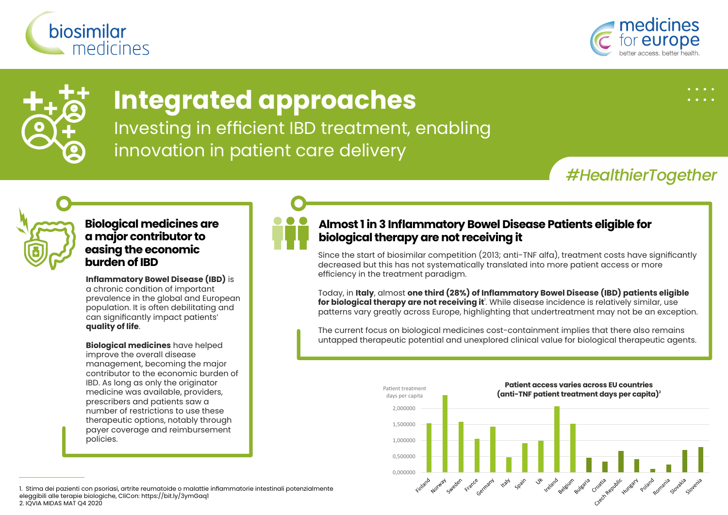biosimilar medicines

medicines for europe
better access. better health.

# Integrated approaches

Investing in efficient IBD treatment, enabling innovation in patient care delivery

#HealthierTogether

## Biological medicines are a major contributor to easing the economic burden of IBD

**Inflammatory Bowel Disease (IBD)** is a chronic condition of important prevalence in the global and European population. It is often debilitating and can significantly impact patients' **quality of life**.

**Biological medicines** have helped improve the overall disease management, becoming the major contributor to the economic burden of IBD. As long as only the originator medicine was available, providers, prescribers and patients saw a number of restrictions to use these therapeutic options, notably through payer coverage and reimbursement policies.

## Almost 1 in 3 Inflammatory Bowel Disease Patients eligible for biological therapy are not receiving it

Since the start of biosimilar competition (2013; anti-TNF alfa), treatment costs have significantly decreased but this has not systematically translated into more patient access or more efficiency in the treatment paradigm.

Today, in **Italy**, almost **one third (28%) of Inflammatory Bowel Disease (IBD) patients eligible for biological therapy are not receiving it**[1]. While disease incidence is relatively similar, use patterns vary greatly across Europe, highlighting that undertreatment may not be an exception.

The current focus on biological medicines cost-containment implies that there also remains untapped therapeutic potential and unexplored clinical value for biological therapeutic agents.

**Patient access varies across EU countries (anti-TNF patient treatment days per capita)[2]**

Patient treatment days per capita (y-axis: 0,000000; 0,500000; 1,000000; 1,500000; 2,000000)

Countries: Finland, Norway, Sweden, France, Germany, Italy, Spain, Uk, Ireland, Belgium, Bulgaria, Croatia, Czech Republic, Hungary, Poland, Romania, Slovakia, Slovenia

1. Stima dei pazienti con psoriasi, artrite reumatoide o malattie infiammatorie intestinali potenzialmente eleggibili alle terapie biologiche, CliCon: https://bit.ly/3ymGaq1
2. IQVIA MIDAS MAT Q4 2020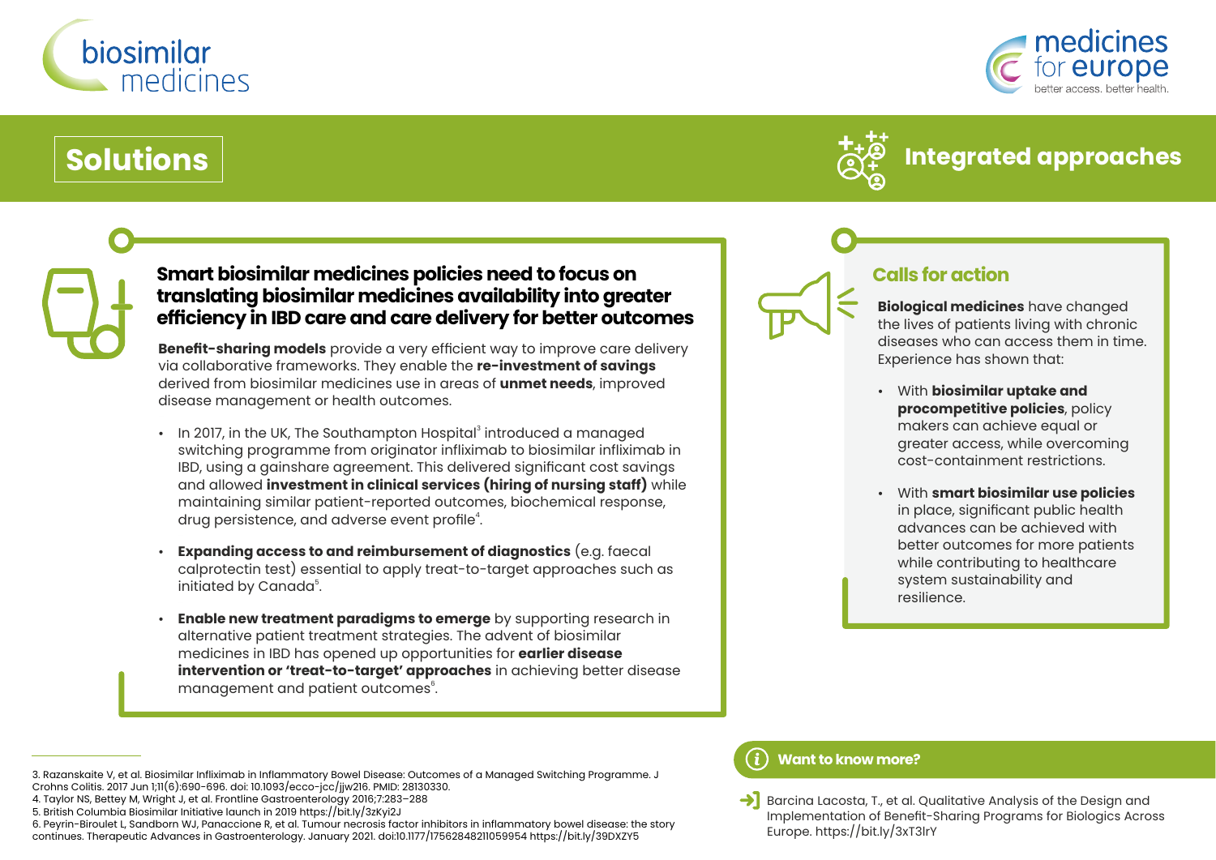# Solutions

## Integrated approaches

### Smart biosimilar medicines policies need to focus on translating biosimilar medicines availability into greater efficiency in IBD care and care delivery for better outcomes

**Benefit-sharing models** provide a very efficient way to improve care delivery via collaborative frameworks. They enable the **re-investment of savings** derived from biosimilar medicines use in areas of **unmet needs**, improved disease management or health outcomes.

- In 2017, in the UK, The Southampton Hospital[3] introduced a managed switching programme from originator infliximab to biosimilar infliximab in IBD, using a gainshare agreement. This delivered significant cost savings and allowed **investment in clinical services (hiring of nursing staff)** while maintaining similar patient-reported outcomes, biochemical response, drug persistence, and adverse event profile[4].
- **Expanding access to and reimbursement of diagnostics** (e.g. faecal calprotectin test) essential to apply treat-to-target approaches such as initiated by Canada[5].
- **Enable new treatment paradigms to emerge** by supporting research in alternative patient treatment strategies. The advent of biosimilar medicines in IBD has opened up opportunities for **earlier disease intervention or 'treat-to-target' approaches** in achieving better disease management and patient outcomes[6].

### Calls for action

**Biological medicines** have changed the lives of patients living with chronic diseases who can access them in time. Experience has shown that:

- With **biosimilar uptake and procompetitive policies**, policy makers can achieve equal or greater access, while overcoming cost-containment restrictions.
- With **smart biosimilar use policies** in place, significant public health advances can be achieved with better outcomes for more patients while contributing to healthcare system sustainability and resilience.

### Want to know more?

Barcina Lacosta, T., et al. Qualitative Analysis of the Design and Implementation of Benefit-Sharing Programs for Biologics Across Europe. https://bit.ly/3xT3lrY

---

3. Razanskaite V, et al. Biosimilar Infliximab in Inflammatory Bowel Disease: Outcomes of a Managed Switching Programme. J Crohns Colitis. 2017 Jun 1;11(6):690-696. doi: 10.1093/ecco-jcc/jjw216. PMID: 28130330.
4. Taylor NS, Bettey M, Wright J, et al. Frontline Gastroenterology 2016;7:283–288
5. British Columbia Biosimilar Initiative launch in 2019 https://bit.ly/3zKyi2J
6. Peyrin-Biroulet L, Sandborn WJ, Panaccione R, et al. Tumour necrosis factor inhibitors in inflammatory bowel disease: the story continues. Therapeutic Advances in Gastroenterology. January 2021. doi:10.1177/17562848211059954 https://bit.ly/39DXZY5